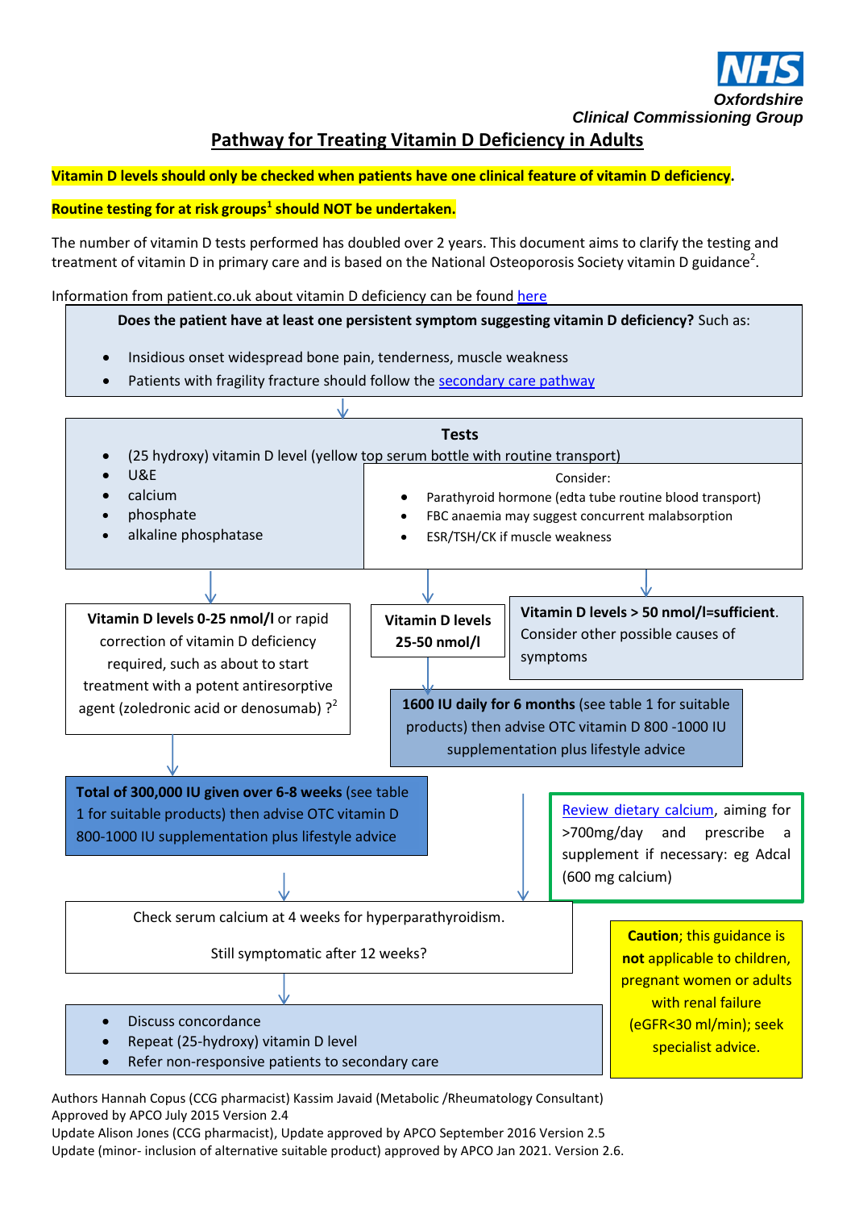NHS
Oxfordshire
*Clinical Commissioning Group*

# Pathway for Treating Vitamin D Deficiency in Adults

**Vitamin D levels should only be checked when patients have one clinical feature of vitamin D deficiency.**

**Routine testing for at risk groups[1] should NOT be undertaken.**

The number of vitamin D tests performed has doubled over 2 years. This document aims to clarify the testing and treatment of vitamin D in primary care and is based on the National Osteoporosis Society vitamin D guidance[2].

Information from patient.co.uk about vitamin D deficiency can be found here

**Does the patient have at least one persistent symptom suggesting vitamin D deficiency?** Such as:

- Insidious onset widespread bone pain, tenderness, muscle weakness
- Patients with fragility fracture should follow the secondary care pathway

↓

**Tests**

- (25 hydroxy) vitamin D level (yellow top serum bottle with routine transport)
- U&E
- calcium
- phosphate
- alkaline phosphatase

Consider:

- Parathyroid hormone (edta tube routine blood transport)
- FBC anaemia may suggest concurrent malabsorption
- ESR/TSH/CK if muscle weakness

↓

**Vitamin D levels 0-25 nmol/l** or rapid correction of vitamin D deficiency required, such as about to start treatment with a potent antiresorptive agent (zoledronic acid or denosumab) ?[2]

↓

**Total of 300,000 IU given over 6-8 weeks** (see table 1 for suitable products) then advise OTC vitamin D 800-1000 IU supplementation plus lifestyle advice

**Vitamin D levels 25-50 nmol/l**

↓

**1600 IU daily for 6 months** (see table 1 for suitable products) then advise OTC vitamin D 800 -1000 IU supplementation plus lifestyle advice

**Vitamin D levels > 50 nmol/l=sufficient.** Consider other possible causes of symptoms

Review dietary calcium, aiming for >700mg/day and prescribe a supplement if necessary: eg Adcal (600 mg calcium)

↓

Check serum calcium at 4 weeks for hyperparathyroidism.

Still symptomatic after 12 weeks?

↓

- Discuss concordance
- Repeat (25-hydroxy) vitamin D level
- Refer non-responsive patients to secondary care

**Caution**; this guidance is **not** applicable to children, pregnant women or adults with renal failure (eGFR<30 ml/min); seek specialist advice.

Authors Hannah Copus (CCG pharmacist) Kassim Javaid (Metabolic /Rheumatology Consultant)
Approved by APCO July 2015 Version 2.4
Update Alison Jones (CCG pharmacist), Update approved by APCO September 2016 Version 2.5
Update (minor- inclusion of alternative suitable product) approved by APCO Jan 2021. Version 2.6.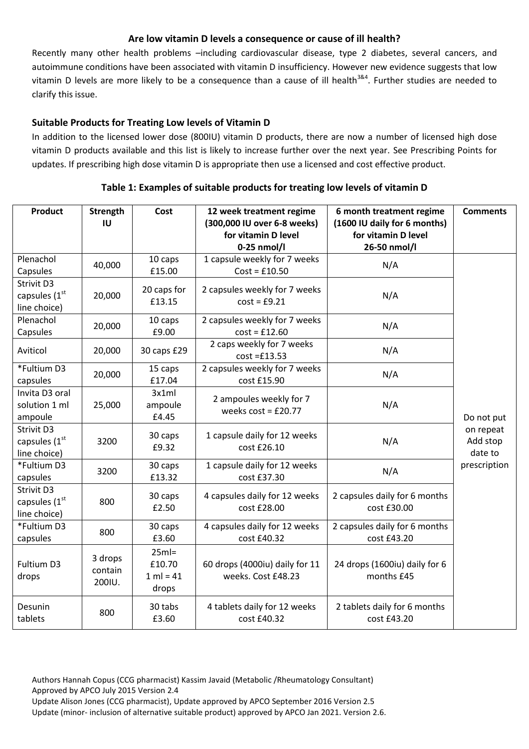### Are low vitamin D levels a consequence or cause of ill health?

Recently many other health problems –including cardiovascular disease, type 2 diabetes, several cancers, and autoimmune conditions have been associated with vitamin D insufficiency. However new evidence suggests that low vitamin D levels are more likely to be a consequence than a cause of ill health[3&4]. Further studies are needed to clarify this issue.

### Suitable Products for Treating Low levels of Vitamin D

In addition to the licensed lower dose (800IU) vitamin D products, there are now a number of licensed high dose vitamin D products available and this list is likely to increase further over the next year. See Prescribing Points for updates. If prescribing high dose vitamin D is appropriate then use a licensed and cost effective product.

**Table 1: Examples of suitable products for treating low levels of vitamin D**

| Product | Strength IU | Cost | 12 week treatment regime (300,000 IU over 6-8 weeks) for vitamin D level 0-25 nmol/l | 6 month treatment regime (1600 IU daily for 6 months) for vitamin D level 26-50 nmol/l | Comments |
|---|---|---|---|---|---|
| Plenachol Capsules | 40,000 | 10 caps £15.00 | 1 capsule weekly for 7 weeks Cost = £10.50 | N/A | Do not put on repeat Add stop date to prescription |
| Strivit D3 capsules (1st line choice) | 20,000 | 20 caps for £13.15 | 2 capsules weekly for 7 weeks cost = £9.21 | N/A | |
| Plenachol Capsules | 20,000 | 10 caps £9.00 | 2 capsules weekly for 7 weeks cost = £12.60 | N/A | |
| Aviticol | 20,000 | 30 caps £29 | 2 caps weekly for 7 weeks cost =£13.53 | N/A | |
| *Fultium D3 capsules | 20,000 | 15 caps £17.04 | 2 capsules weekly for 7 weeks cost £15.90 | N/A | |
| Invita D3 oral solution 1 ml ampoule | 25,000 | 3x1ml ampoule £4.45 | 2 ampoules weekly for 7 weeks cost = £20.77 | N/A | |
| Strivit D3 capsules (1st line choice) | 3200 | 30 caps £9.32 | 1 capsule daily for 12 weeks cost £26.10 | N/A | |
| *Fultium D3 capsules | 3200 | 30 caps £13.32 | 1 capsule daily for 12 weeks cost £37.30 | N/A | |
| Strivit D3 capsules (1st line choice) | 800 | 30 caps £2.50 | 4 capsules daily for 12 weeks cost £28.00 | 2 capsules daily for 6 months cost £30.00 | |
| *Fultium D3 capsules | 800 | 30 caps £3.60 | 4 capsules daily for 12 weeks cost £40.32 | 2 capsules daily for 6 months cost £43.20 | |
| Fultium D3 drops | 3 drops contain 200IU. | 25ml= £10.70 1 ml = 41 drops | 60 drops (4000iu) daily for 11 weeks. Cost £48.23 | 24 drops (1600iu) daily for 6 months £45 | |
| Desunin tablets | 800 | 30 tabs £3.60 | 4 tablets daily for 12 weeks cost £40.32 | 2 tablets daily for 6 months cost £43.20 | |

Authors Hannah Copus (CCG pharmacist) Kassim Javaid (Metabolic /Rheumatology Consultant)
Approved by APCO July 2015 Version 2.4
Update Alison Jones (CCG pharmacist), Update approved by APCO September 2016 Version 2.5
Update (minor- inclusion of alternative suitable product) approved by APCO Jan 2021. Version 2.6.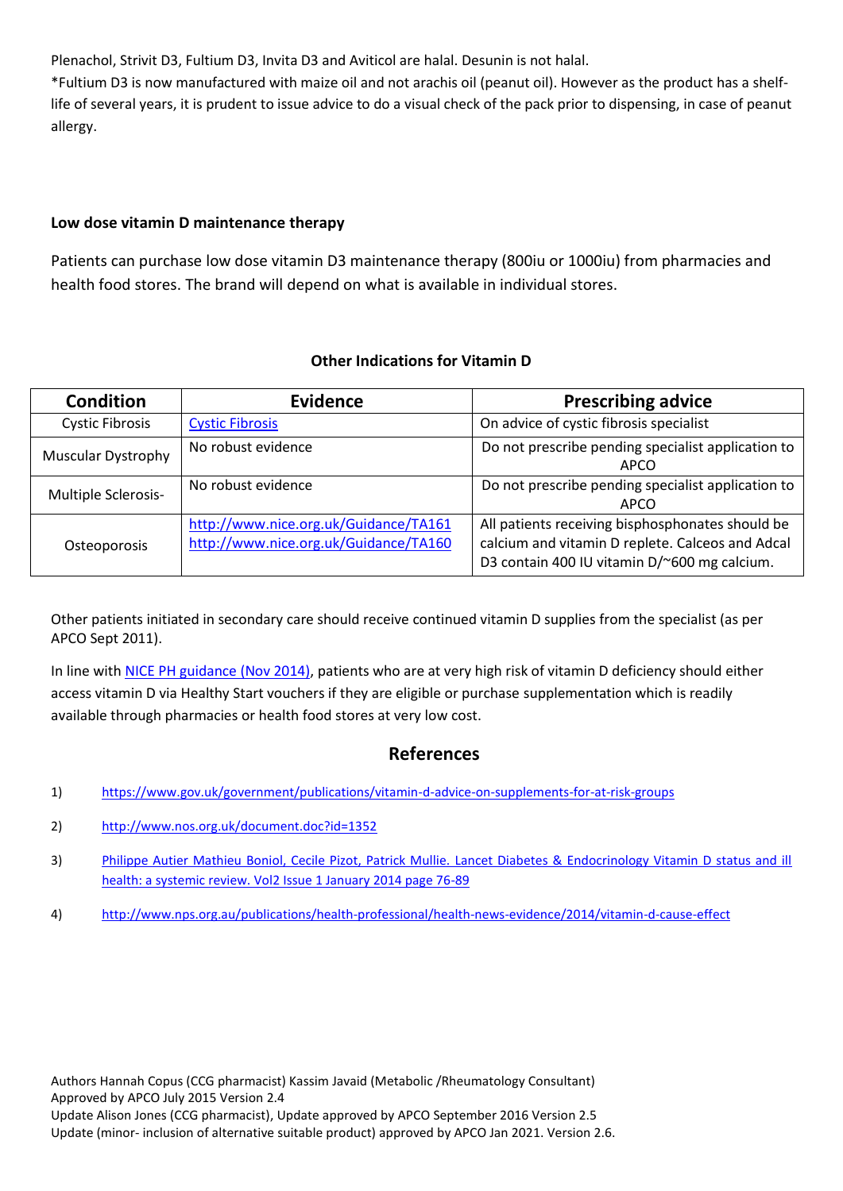Plenachol, Strivit D3, Fultium D3, Invita D3 and Aviticol are halal. Desunin is not halal.
*Fultium D3 is now manufactured with maize oil and not arachis oil (peanut oil). However as the product has a shelf-life of several years, it is prudent to issue advice to do a visual check of the pack prior to dispensing, in case of peanut allergy.

**Low dose vitamin D maintenance therapy**

Patients can purchase low dose vitamin D3 maintenance therapy (800iu or 1000iu) from pharmacies and health food stores. The brand will depend on what is available in individual stores.

**Other Indications for Vitamin D**

| Condition | Evidence | Prescribing advice |
|---|---|---|
| Cystic Fibrosis | Cystic Fibrosis | On advice of cystic fibrosis specialist |
| Muscular Dystrophy | No robust evidence | Do not prescribe pending specialist application to APCO |
| Multiple Sclerosis- | No robust evidence | Do not prescribe pending specialist application to APCO |
| Osteoporosis | http://www.nice.org.uk/Guidance/TA161 http://www.nice.org.uk/Guidance/TA160 | All patients receiving bisphosphonates should be calcium and vitamin D replete. Calceos and Adcal D3 contain 400 IU vitamin D/~600 mg calcium. |

Other patients initiated in secondary care should receive continued vitamin D supplies from the specialist (as per APCO Sept 2011).

In line with NICE PH guidance (Nov 2014), patients who are at very high risk of vitamin D deficiency should either access vitamin D via Healthy Start vouchers if they are eligible or purchase supplementation which is readily available through pharmacies or health food stores at very low cost.

## References

1) https://www.gov.uk/government/publications/vitamin-d-advice-on-supplements-for-at-risk-groups

2) http://www.nos.org.uk/document.doc?id=1352

3) Philippe Autier Mathieu Boniol, Cecile Pizot, Patrick Mullie. Lancet Diabetes & Endocrinology Vitamin D status and ill health: a systemic review. Vol2 Issue 1 January 2014 page 76-89

4) http://www.nps.org.au/publications/health-professional/health-news-evidence/2014/vitamin-d-cause-effect

Authors Hannah Copus (CCG pharmacist) Kassim Javaid (Metabolic /Rheumatology Consultant)
Approved by APCO July 2015 Version 2.4
Update Alison Jones (CCG pharmacist), Update approved by APCO September 2016 Version 2.5
Update (minor- inclusion of alternative suitable product) approved by APCO Jan 2021. Version 2.6.